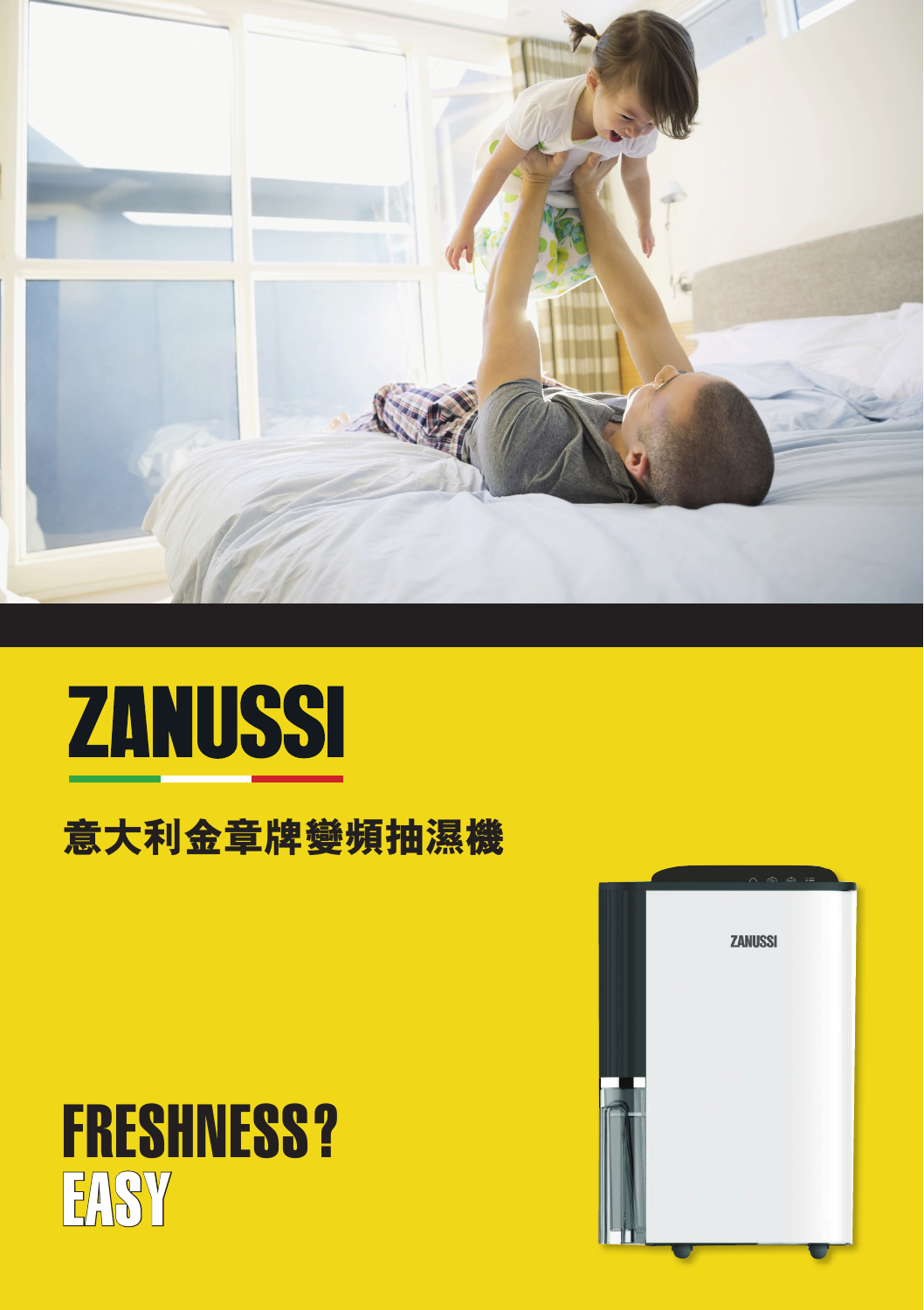# ZANUSSI

## 意大利金章牌變頻抽濕機

# FRESHNESS? EASY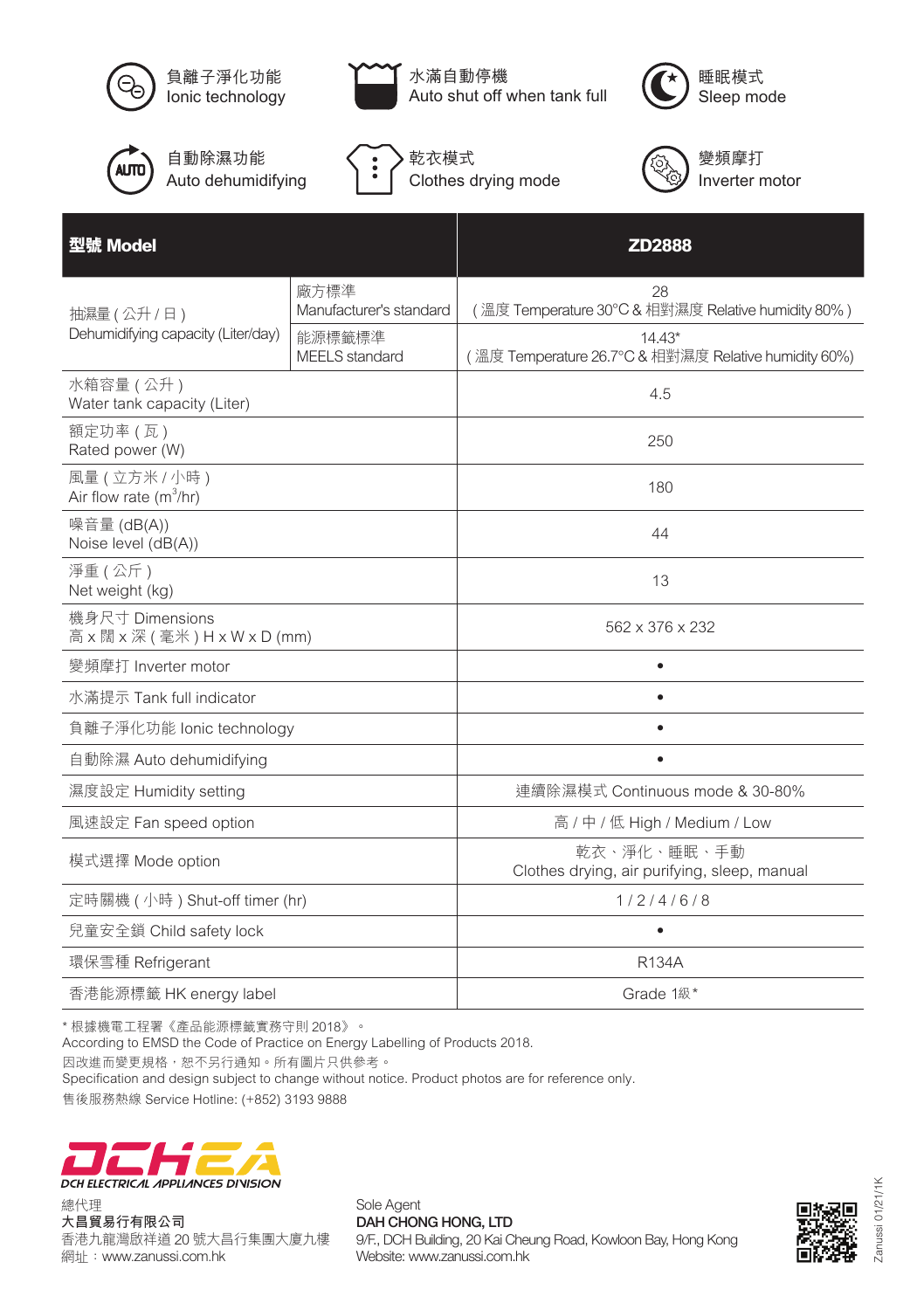負離子淨化功能
Ionic technology

水滿自動停機
Auto shut off when tank full

睡眠模式
Sleep mode

自動除濕功能
Auto dehumidifying

乾衣模式
Clothes drying mode

變頻摩打
Inverter motor

| 型號 Model | | ZD2888 |
|---|---|---|
| 抽濕量 ( 公升 / 日 ) Dehumidifying capacity (Liter/day) | 廠方標準 Manufacturer's standard | 28 ( 溫度 Temperature 30°C & 相對濕度 Relative humidity 80% ) |
| | 能源標籤標準 MEELS standard | 14.43* ( 溫度 Temperature 26.7°C & 相對濕度 Relative humidity 60%) |
| 水箱容量 ( 公升 ) Water tank capacity (Liter) | | 4.5 |
| 額定功率 ( 瓦 ) Rated power (W) | | 250 |
| 風量 ( 立方米 / 小時 ) Air flow rate ($m^3$/hr) | | 180 |
| 噪音量 (dB(A)) Noise level (dB(A)) | | 44 |
| 淨重 ( 公斤 ) Net weight (kg) | | 13 |
| 機身尺寸 Dimensions 高 x 闊 x 深 ( 毫米 ) H x W x D (mm) | | 562 x 376 x 232 |
| 變頻摩打 Inverter motor | | • |
| 水滿提示 Tank full indicator | | • |
| 負離子淨化功能 Ionic technology | | • |
| 自動除濕 Auto dehumidifying | | • |
| 濕度設定 Humidity setting | | 連續除濕模式 Continuous mode & 30-80% |
| 風速設定 Fan speed option | | 高 / 中 / 低 High / Medium / Low |
| 模式選擇 Mode option | | 乾衣、淨化、睡眠、手動 Clothes drying, air purifying, sleep, manual |
| 定時關機 ( 小時 ) Shut-off timer (hr) | | 1 / 2 / 4 / 6 / 8 |
| 兒童安全鎖 Child safety lock | | • |
| 環保雪種 Refrigerant | | R134A |
| 香港能源標籤 HK energy label | | Grade 1級* |

* 根據機電工程署《產品能源標籤實務守則 2018》。
According to EMSD the Code of Practice on Energy Labelling of Products 2018.
因改進而變更規格，恕不另行通知。所有圖片只供參考。
Specification and design subject to change without notice. Product photos are for reference only.
售後服務熱線 Service Hotline: (+852) 3193 9888

DCHEA
DCH ELECTRICAL APPLIANCES DIVISION

總代理
**大昌貿易行有限公司**
香港九龍灣啟祥道 20 號大昌行集團大廈九樓
網址：www.zanussi.com.hk

Sole Agent
**DAH CHONG HONG, LTD**
9/F., DCH Building, 20 Kai Cheung Road, Kowloon Bay, Hong Kong
Website: www.zanussi.com.hk

Zanussi 01/21/1K